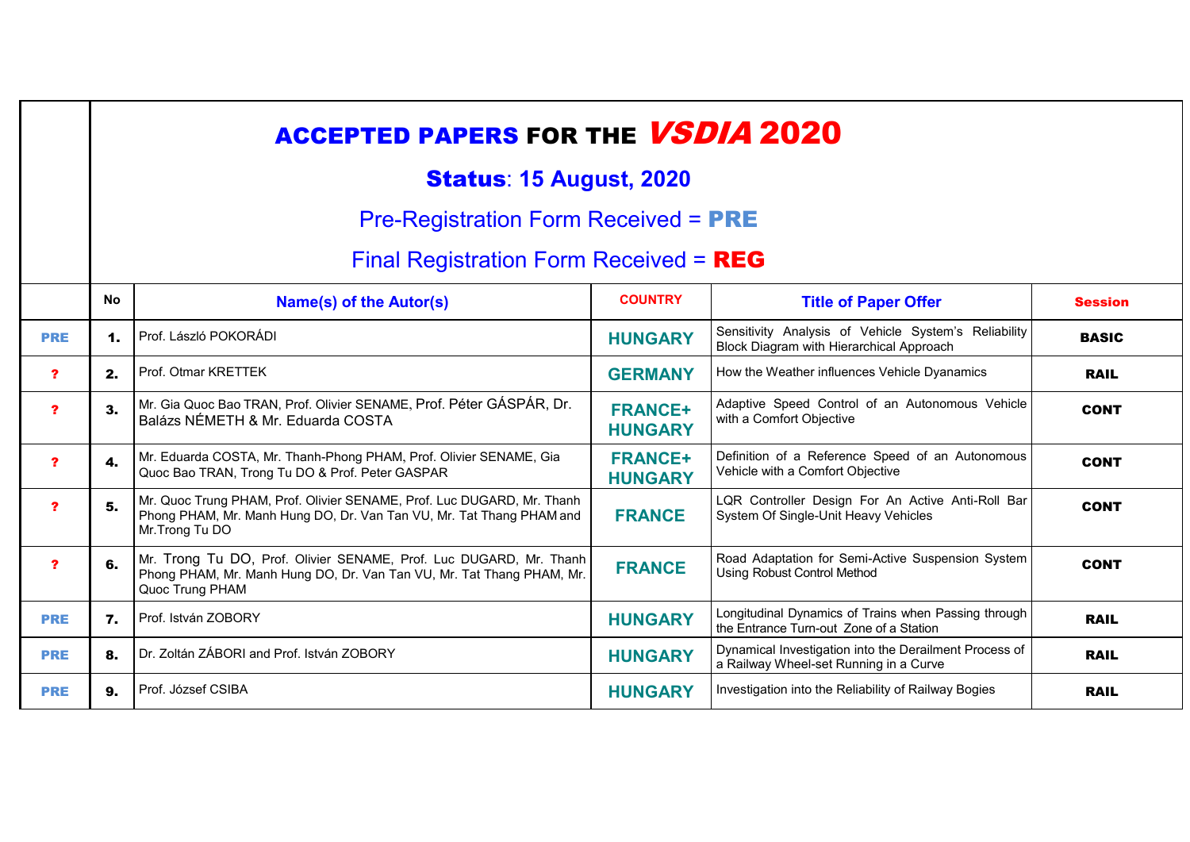# ACCEPTED PAPERS FOR THE *VSDIA* 2020

## Status: 15 August, 2020

Pre-Registration Form Received = **PRE**

Final Registration Form Received = **REG**

| | No | Name(s) of the Autor(s) | COUNTRY | Title of Paper Offer | Session |
|---|---|---|---|---|---|
| PRE | 1. | Prof. László POKORÁDI | HUNGARY | Sensitivity Analysis of Vehicle System's Reliability Block Diagram with Hierarchical Approach | BASIC |
| ? | 2. | Prof. Otmar KRETTEK | GERMANY | How the Weather influences Vehicle Dyanamics | RAIL |
| ? | 3. | Mr. Gia Quoc Bao TRAN, Prof. Olivier SENAME, Prof. Péter GÁSPÁR, Dr. Balázs NÉMETH & Mr. Eduarda COSTA | FRANCE+ HUNGARY | Adaptive Speed Control of an Autonomous Vehicle with a Comfort Objective | CONT |
| ? | 4. | Mr. Eduarda COSTA, Mr. Thanh-Phong PHAM, Prof. Olivier SENAME, Gia Quoc Bao TRAN, Trong Tu DO & Prof. Peter GASPAR | FRANCE+ HUNGARY | Definition of a Reference Speed of an Autonomous Vehicle with a Comfort Objective | CONT |
| ? | 5. | Mr. Quoc Trung PHAM, Prof. Olivier SENAME, Prof. Luc DUGARD, Mr. Thanh Phong PHAM, Mr. Manh Hung DO, Dr. Van Tan VU, Mr. Tat Thang PHAM and Mr.Trong Tu DO | FRANCE | LQR Controller Design For An Active Anti-Roll Bar System Of Single-Unit Heavy Vehicles | CONT |
| ? | 6. | Mr. Trong Tu DO, Prof. Olivier SENAME, Prof. Luc DUGARD, Mr. Thanh Phong PHAM, Mr. Manh Hung DO, Dr. Van Tan VU, Mr. Tat Thang PHAM, Mr. Quoc Trung PHAM | FRANCE | Road Adaptation for Semi-Active Suspension System Using Robust Control Method | CONT |
| PRE | 7. | Prof. István ZOBORY | HUNGARY | Longitudinal Dynamics of Trains when Passing through the Entrance Turn-out Zone of a Station | RAIL |
| PRE | 8. | Dr. Zoltán ZÁBORI and Prof. István ZOBORY | HUNGARY | Dynamical Investigation into the Derailment Process of a Railway Wheel-set Running in a Curve | RAIL |
| PRE | 9. | Prof. József CSIBA | HUNGARY | Investigation into the Reliability of Railway Bogies | RAIL |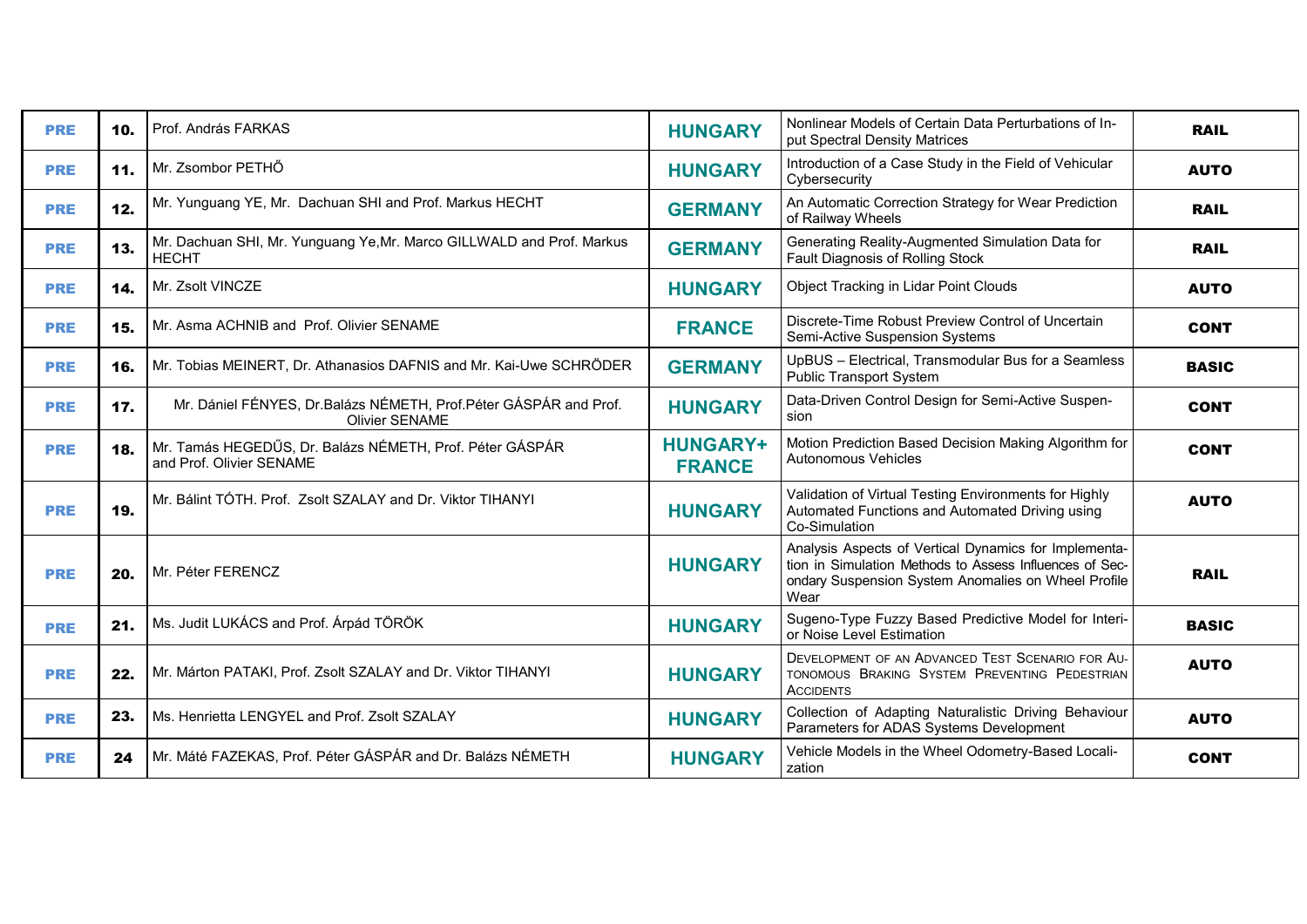| | | | | | |
|---|---|---|---|---|---|
| PRE | 10. | Prof. András FARKAS | HUNGARY | Nonlinear Models of Certain Data Perturbations of Input Spectral Density Matrices | RAIL |
| PRE | 11. | Mr. Zsombor PETHŐ | HUNGARY | Introduction of a Case Study in the Field of Vehicular Cybersecurity | AUTO |
| PRE | 12. | Mr. Yunguang YE, Mr. Dachuan SHI and Prof. Markus HECHT | GERMANY | An Automatic Correction Strategy for Wear Prediction of Railway Wheels | RAIL |
| PRE | 13. | Mr. Dachuan SHI, Mr. Yunguang Ye,Mr. Marco GILLWALD and Prof. Markus HECHT | GERMANY | Generating Reality-Augmented Simulation Data for Fault Diagnosis of Rolling Stock | RAIL |
| PRE | 14. | Mr. Zsolt VINCZE | HUNGARY | Object Tracking in Lidar Point Clouds | AUTO |
| PRE | 15. | Mr. Asma ACHNIB and Prof. Olivier SENAME | FRANCE | Discrete-Time Robust Preview Control of Uncertain Semi-Active Suspension Systems | CONT |
| PRE | 16. | Mr. Tobias MEINERT, Dr. Athanasios DAFNIS and Mr. Kai-Uwe SCHRÖDER | GERMANY | UpBUS – Electrical, Transmodular Bus for a Seamless Public Transport System | BASIC |
| PRE | 17. | Mr. Dániel FÉNYES, Dr.Balázs NÉMETH, Prof.Péter GÁSPÁR and Prof. Olivier SENAME | HUNGARY | Data-Driven Control Design for Semi-Active Suspension | CONT |
| PRE | 18. | Mr. Tamás HEGEDŰS, Dr. Balázs NÉMETH, Prof. Péter GÁSPÁR and Prof. Olivier SENAME | HUNGARY+ FRANCE | Motion Prediction Based Decision Making Algorithm for Autonomous Vehicles | CONT |
| PRE | 19. | Mr. Bálint TÓTH. Prof. Zsolt SZALAY and Dr. Viktor TIHANYI | HUNGARY | Validation of Virtual Testing Environments for Highly Automated Functions and Automated Driving using Co-Simulation | AUTO |
| PRE | 20. | Mr. Péter FERENCZ | HUNGARY | Analysis Aspects of Vertical Dynamics for Implementation in Simulation Methods to Assess Influences of Secondary Suspension System Anomalies on Wheel Profile Wear | RAIL |
| PRE | 21. | Ms. Judit LUKÁCS and Prof. Árpád TÖRÖK | HUNGARY | Sugeno-Type Fuzzy Based Predictive Model for Interior Noise Level Estimation | BASIC |
| PRE | 22. | Mr. Márton PATAKI, Prof. Zsolt SZALAY and Dr. Viktor TIHANYI | HUNGARY | Development of an Advanced Test Scenario for Autonomous Braking System Preventing Pedestrian Accidents | AUTO |
| PRE | 23. | Ms. Henrietta LENGYEL and Prof. Zsolt SZALAY | HUNGARY | Collection of Adapting Naturalistic Driving Behaviour Parameters for ADAS Systems Development | AUTO |
| PRE | 24 | Mr. Máté FAZEKAS, Prof. Péter GÁSPÁR and Dr. Balázs NÉMETH | HUNGARY | Vehicle Models in the Wheel Odometry-Based Localization | CONT |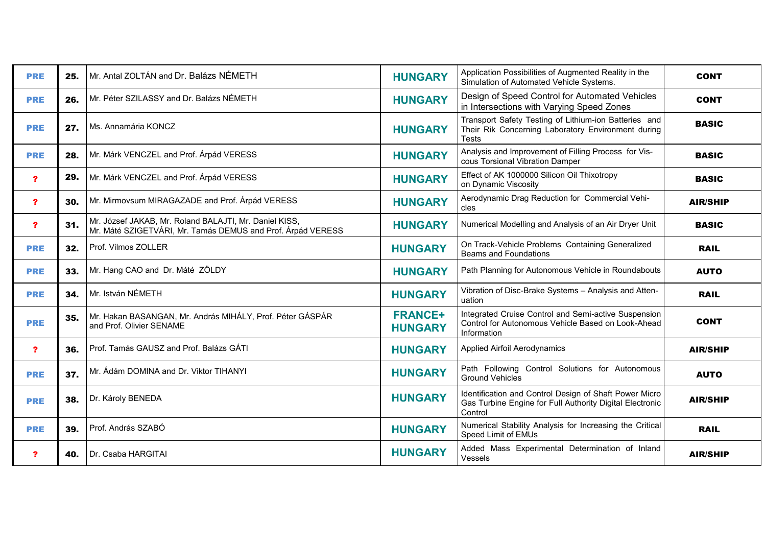| PRE | 25. | Mr. Antal ZOLTÁN and Dr. Balázs NÉMETH | HUNGARY | Application Possibilities of Augmented Reality in the Simulation of Automated Vehicle Systems. | CONT |
|---|---|---|---|---|---|
| PRE | 26. | Mr. Péter SZILASSY and Dr. Balázs NÉMETH | HUNGARY | Design of Speed Control for Automated Vehicles in Intersections with Varying Speed Zones | CONT |
| PRE | 27. | Ms. Annamária KONCZ | HUNGARY | Transport Safety Testing of Lithium-ion Batteries and Their Rik Concerning Laboratory Environment during Tests | BASIC |
| PRE | 28. | Mr. Márk VENCZEL and Prof. Árpád VERESS | HUNGARY | Analysis and Improvement of Filling Process for Viscous Torsional Vibration Damper | BASIC |
| ? | 29. | Mr. Márk VENCZEL and Prof. Árpád VERESS | HUNGARY | Effect of AK 1000000 Silicon Oil Thixotropy on Dynamic Viscosity | BASIC |
| ? | 30. | Mr. Mirmovsum MIRAGAZADE and Prof. Árpád VERESS | HUNGARY | Aerodynamic Drag Reduction for Commercial Vehicles | AIR/SHIP |
| ? | 31. | Mr. József JAKAB, Mr. Roland BALAJTI, Mr. Daniel KISS, Mr. Máté SZIGETVÁRI, Mr. Tamás DEMUS and Prof. Árpád VERESS | HUNGARY | Numerical Modelling and Analysis of an Air Dryer Unit | BASIC |
| PRE | 32. | Prof. Vilmos ZOLLER | HUNGARY | On Track-Vehicle Problems Containing Generalized Beams and Foundations | RAIL |
| PRE | 33. | Mr. Hang CAO and Dr. Máté ZÖLDY | HUNGARY | Path Planning for Autonomous Vehicle in Roundabouts | AUTO |
| PRE | 34. | Mr. István NÉMETH | HUNGARY | Vibration of Disc-Brake Systems – Analysis and Attenuation | RAIL |
| PRE | 35. | Mr. Hakan BASANGAN, Mr. András MIHÁLY, Prof. Péter GÁSPÁR and Prof. Olivier SENAME | FRANCE+ HUNGARY | Integrated Cruise Control and Semi-active Suspension Control for Autonomous Vehicle Based on Look-Ahead Information | CONT |
| ? | 36. | Prof. Tamás GAUSZ and Prof. Balázs GÁTI | HUNGARY | Applied Airfoil Aerodynamics | AIR/SHIP |
| PRE | 37. | Mr. Ádám DOMINA and Dr. Viktor TIHANYI | HUNGARY | Path Following Control Solutions for Autonomous Ground Vehicles | AUTO |
| PRE | 38. | Dr. Károly BENEDA | HUNGARY | Identification and Control Design of Shaft Power Micro Gas Turbine Engine for Full Authority Digital Electronic Control | AIR/SHIP |
| PRE | 39. | Prof. András SZABÓ | HUNGARY | Numerical Stability Analysis for Increasing the Critical Speed Limit of EMUs | RAIL |
| ? | 40. | Dr. Csaba HARGITAI | HUNGARY | Added Mass Experimental Determination of Inland Vessels | AIR/SHIP |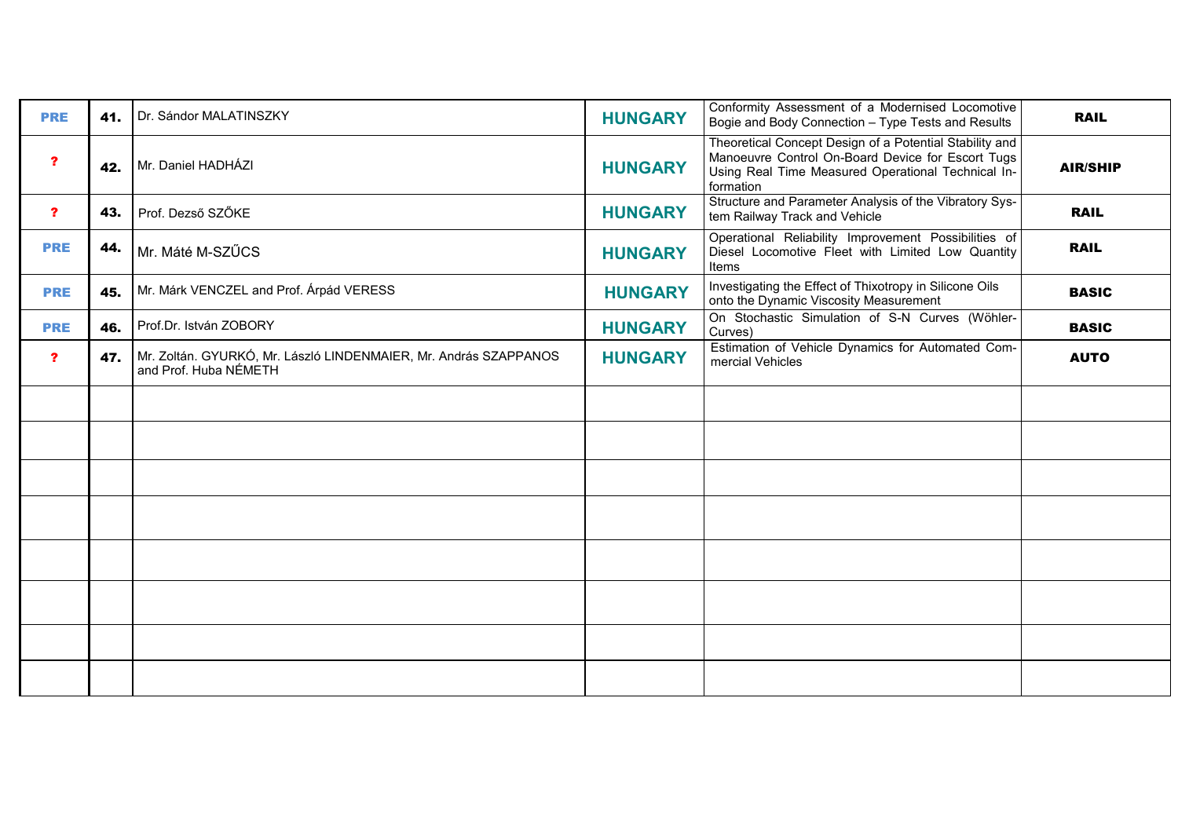| | | | | | |
|---|---|---|---|---|---|
| **PRE** | **41.** | Dr. Sándor MALATINSZKY | **HUNGARY** | Conformity Assessment of a Modernised Locomotive Bogie and Body Connection – Type Tests and Results | **RAIL** |
| **?** | **42.** | Mr. Daniel HADHÁZI | **HUNGARY** | Theoretical Concept Design of a Potential Stability and Manoeuvre Control On-Board Device for Escort Tugs Using Real Time Measured Operational Technical Information | **AIR/SHIP** |
| **?** | **43.** | Prof. Dezső SZŐKE | **HUNGARY** | Structure and Parameter Analysis of the Vibratory System Railway Track and Vehicle | **RAIL** |
| **PRE** | **44.** | Mr. Máté M-SZŰCS | **HUNGARY** | Operational Reliability Improvement Possibilities of Diesel Locomotive Fleet with Limited Low Quantity Items | **RAIL** |
| **PRE** | **45.** | Mr. Márk VENCZEL and Prof. Árpád VERESS | **HUNGARY** | Investigating the Effect of Thixotropy in Silicone Oils onto the Dynamic Viscosity Measurement | **BASIC** |
| **PRE** | **46.** | Prof.Dr. István ZOBORY | **HUNGARY** | On Stochastic Simulation of S-N Curves (Wöhler-Curves) | **BASIC** |
| **?** | **47.** | Mr. Zoltán. GYURKÓ, Mr. László LINDENMAIER, Mr. András SZAPPANOS and Prof. Huba NÉMETH | **HUNGARY** | Estimation of Vehicle Dynamics for Automated Commercial Vehicles | **AUTO** |
| | | | | | |
| | | | | | |
| | | | | | |
| | | | | | |
| | | | | | |
| | | | | | |
| | | | | | |
| | | | | | |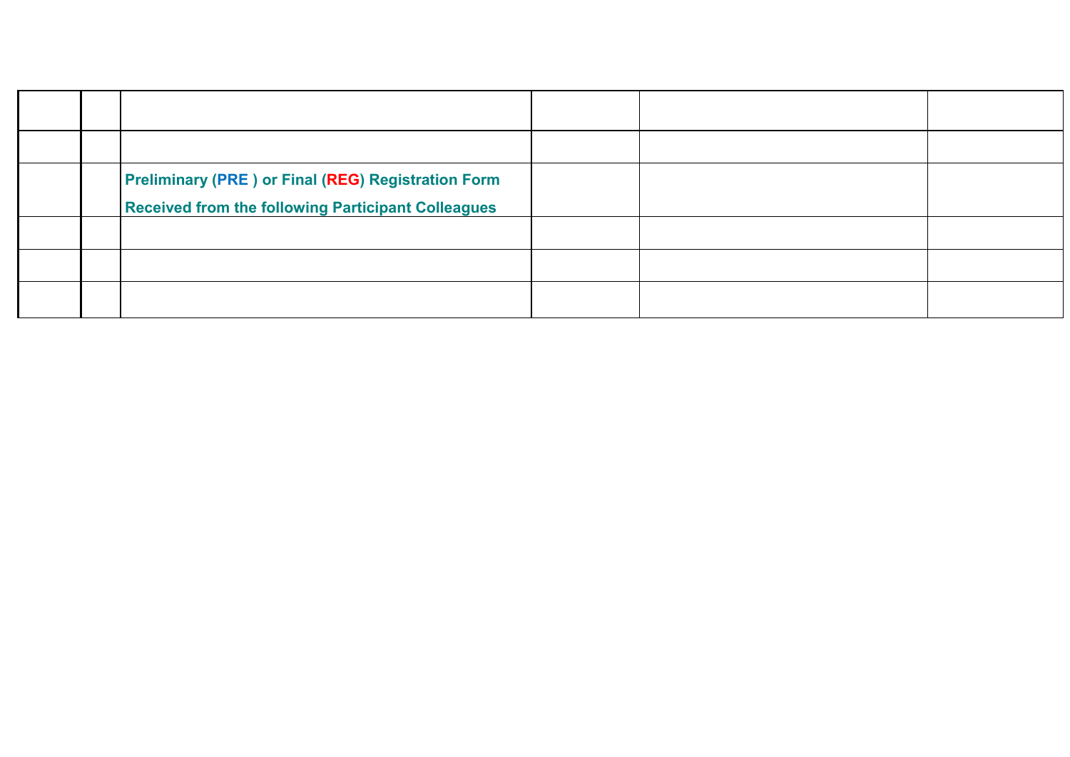| | | | | | |
|---|---|---|---|---|---|
| | | | | | |
| | | | | | |
| | | **Preliminary (PRE ) or Final (REG) Registration Form Received from the following Participant Colleagues** | | | |
| | | | | | |
| | | | | | |
| | | | | | |